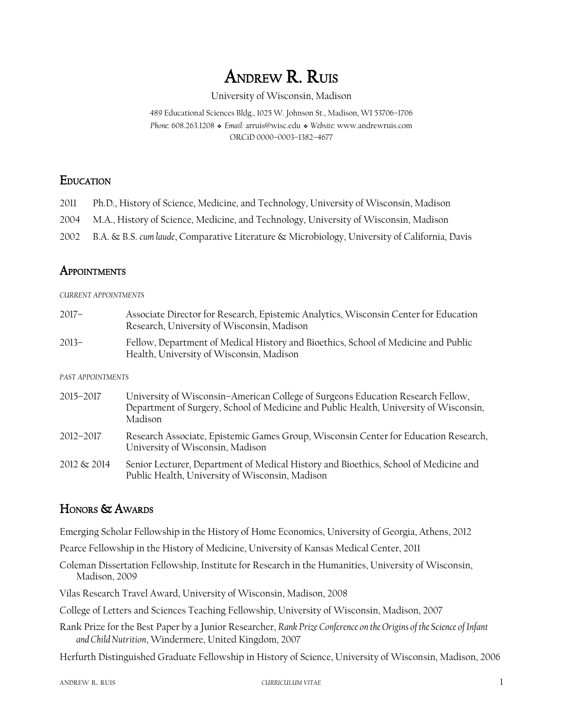# Andrew R. Ruis

University of Wisconsin, Madison

489 Educational Sciences Bldg., 1025 W. Johnson St., Madison, WI 53706–1706
*Phone:* 608.263.1208 ❖ *Email:* arruis@wisc.edu ❖ *Website:* www.andrewruis.com
ORCiD 0000–0003–1382–4677

## Education

2011 Ph.D., History of Science, Medicine, and Technology, University of Wisconsin, Madison

2004 M.A., History of Science, Medicine, and Technology, University of Wisconsin, Madison

2002 B.A. & B.S. *cum laude*, Comparative Literature & Microbiology, University of California, Davis

## Appointments

*CURRENT APPOINTMENTS*

2017– Associate Director for Research, Epistemic Analytics, Wisconsin Center for Education Research, University of Wisconsin, Madison

2013– Fellow, Department of Medical History and Bioethics, School of Medicine and Public Health, University of Wisconsin, Madison

*PAST APPOINTMENTS*

2015–2017 University of Wisconsin–American College of Surgeons Education Research Fellow, Department of Surgery, School of Medicine and Public Health, University of Wisconsin, Madison

2012–2017 Research Associate, Epistemic Games Group, Wisconsin Center for Education Research, University of Wisconsin, Madison

2012 & 2014 Senior Lecturer, Department of Medical History and Bioethics, School of Medicine and Public Health, University of Wisconsin, Madison

## Honors & Awards

Emerging Scholar Fellowship in the History of Home Economics, University of Georgia, Athens, 2012

Pearce Fellowship in the History of Medicine, University of Kansas Medical Center, 2011

Coleman Dissertation Fellowship, Institute for Research in the Humanities, University of Wisconsin, Madison, 2009

Vilas Research Travel Award, University of Wisconsin, Madison, 2008

College of Letters and Sciences Teaching Fellowship, University of Wisconsin, Madison, 2007

Rank Prize for the Best Paper by a Junior Researcher, *Rank Prize Conference on the Origins of the Science of Infant and Child Nutrition*, Windermere, United Kingdom, 2007

Herfurth Distinguished Graduate Fellowship in History of Science, University of Wisconsin, Madison, 2006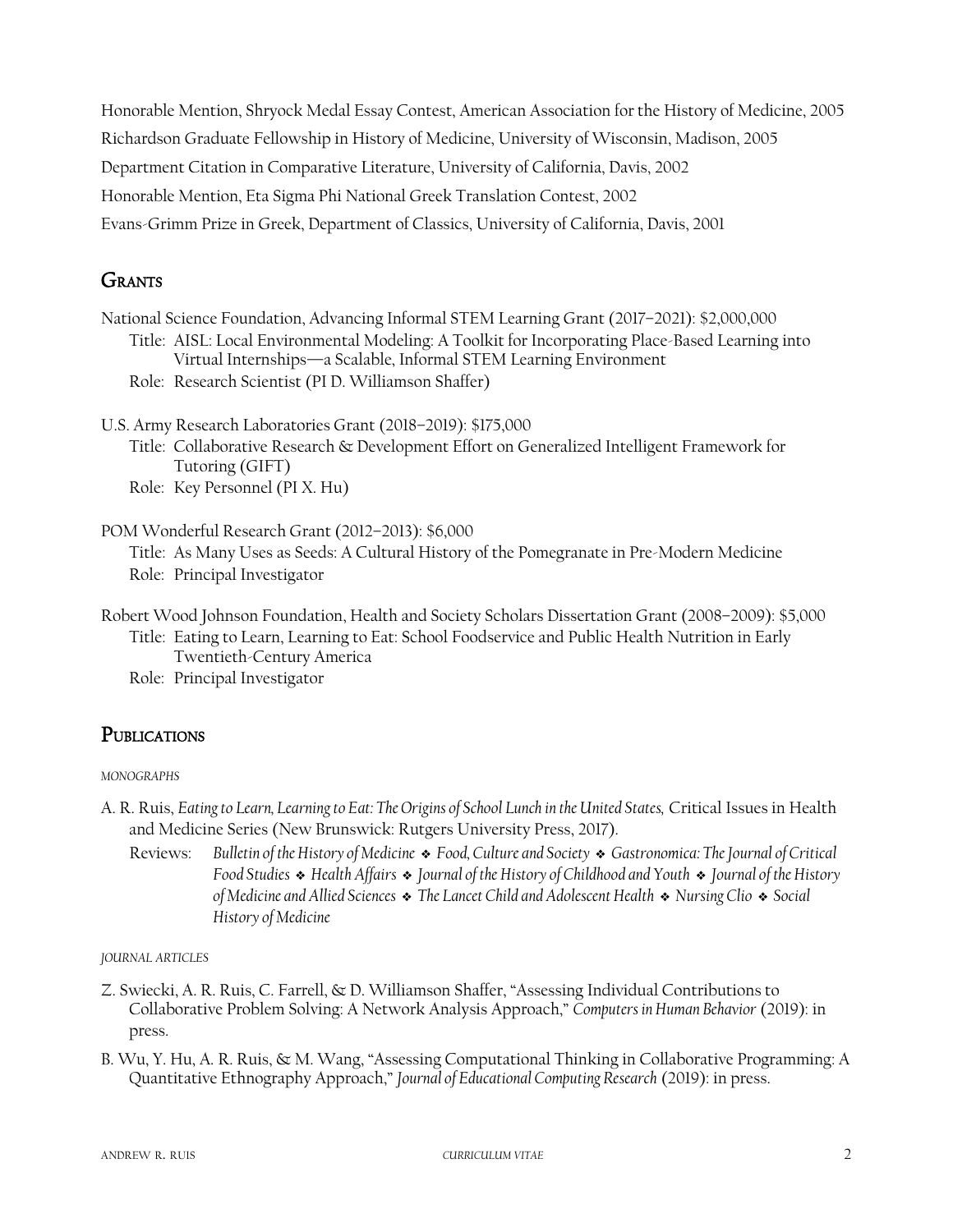Honorable Mention, Shryock Medal Essay Contest, American Association for the History of Medicine, 2005

Richardson Graduate Fellowship in History of Medicine, University of Wisconsin, Madison, 2005

Department Citation in Comparative Literature, University of California, Davis, 2002

Honorable Mention, Eta Sigma Phi National Greek Translation Contest, 2002

Evans-Grimm Prize in Greek, Department of Classics, University of California, Davis, 2001

## Grants

National Science Foundation, Advancing Informal STEM Learning Grant (2017–2021): $2,000,000
- Title: AISL: Local Environmental Modeling: A Toolkit for Incorporating Place-Based Learning into Virtual Internships—a Scalable, Informal STEM Learning Environment
- Role: Research Scientist (PI D. Williamson Shaffer)

U.S. Army Research Laboratories Grant (2018–2019): $175,000
- Title: Collaborative Research & Development Effort on Generalized Intelligent Framework for Tutoring (GIFT)
- Role: Key Personnel (PI X. Hu)

POM Wonderful Research Grant (2012–2013): $6,000
- Title: As Many Uses as Seeds: A Cultural History of the Pomegranate in Pre-Modern Medicine
- Role: Principal Investigator

Robert Wood Johnson Foundation, Health and Society Scholars Dissertation Grant (2008–2009): $5,000
- Title: Eating to Learn, Learning to Eat: School Foodservice and Public Health Nutrition in Early Twentieth-Century America
- Role: Principal Investigator

## Publications

*MONOGRAPHS*

A. R. Ruis, *Eating to Learn, Learning to Eat: The Origins of School Lunch in the United States,* Critical Issues in Health and Medicine Series (New Brunswick: Rutgers University Press, 2017).

Reviews: *Bulletin of the History of Medicine* ❖ *Food, Culture and Society* ❖ *Gastronomica: The Journal of Critical Food Studies* ❖ *Health Affairs* ❖ *Journal of the History of Childhood and Youth* ❖ *Journal of the History of Medicine and Allied Sciences* ❖ *The Lancet Child and Adolescent Health* ❖ *Nursing Clio* ❖ *Social History of Medicine*

*JOURNAL ARTICLES*

Z. Swiecki, A. R. Ruis, C. Farrell, & D. Williamson Shaffer, "Assessing Individual Contributions to Collaborative Problem Solving: A Network Analysis Approach," *Computers in Human Behavior* (2019): in press.

B. Wu, Y. Hu, A. R. Ruis, & M. Wang, "Assessing Computational Thinking in Collaborative Programming: A Quantitative Ethnography Approach," *Journal of Educational Computing Research* (2019): in press.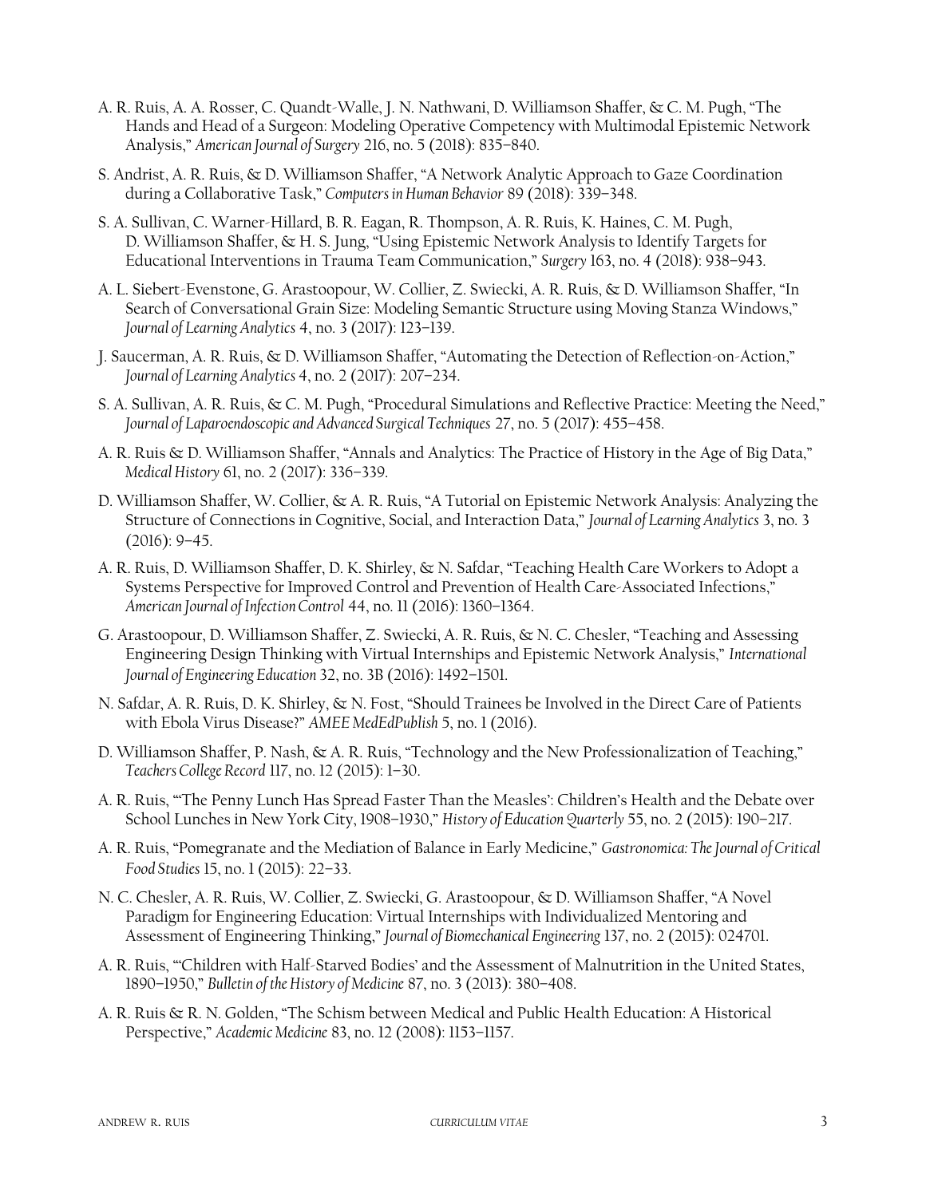A. R. Ruis, A. A. Rosser, C. Quandt-Walle, J. N. Nathwani, D. Williamson Shaffer, & C. M. Pugh, "The Hands and Head of a Surgeon: Modeling Operative Competency with Multimodal Epistemic Network Analysis," *American Journal of Surgery* 216, no. 5 (2018): 835–840.

S. Andrist, A. R. Ruis, & D. Williamson Shaffer, "A Network Analytic Approach to Gaze Coordination during a Collaborative Task," *Computers in Human Behavior* 89 (2018): 339–348.

S. A. Sullivan, C. Warner-Hillard, B. R. Eagan, R. Thompson, A. R. Ruis, K. Haines, C. M. Pugh, D. Williamson Shaffer, & H. S. Jung, "Using Epistemic Network Analysis to Identify Targets for Educational Interventions in Trauma Team Communication," *Surgery* 163, no. 4 (2018): 938–943.

A. L. Siebert-Evenstone, G. Arastoopour, W. Collier, Z. Swiecki, A. R. Ruis, & D. Williamson Shaffer, "In Search of Conversational Grain Size: Modeling Semantic Structure using Moving Stanza Windows," *Journal of Learning Analytics* 4, no. 3 (2017): 123–139.

J. Saucerman, A. R. Ruis, & D. Williamson Shaffer, "Automating the Detection of Reflection-on-Action," *Journal of Learning Analytics* 4, no. 2 (2017): 207–234.

S. A. Sullivan, A. R. Ruis, & C. M. Pugh, "Procedural Simulations and Reflective Practice: Meeting the Need," *Journal of Laparoendoscopic and Advanced Surgical Techniques* 27, no. 5 (2017): 455–458.

A. R. Ruis & D. Williamson Shaffer, "Annals and Analytics: The Practice of History in the Age of Big Data," *Medical History* 61, no. 2 (2017): 336–339.

D. Williamson Shaffer, W. Collier, & A. R. Ruis, "A Tutorial on Epistemic Network Analysis: Analyzing the Structure of Connections in Cognitive, Social, and Interaction Data," *Journal of Learning Analytics* 3, no. 3 (2016): 9–45.

A. R. Ruis, D. Williamson Shaffer, D. K. Shirley, & N. Safdar, "Teaching Health Care Workers to Adopt a Systems Perspective for Improved Control and Prevention of Health Care-Associated Infections," *American Journal of Infection Control* 44, no. 11 (2016): 1360–1364.

G. Arastoopour, D. Williamson Shaffer, Z. Swiecki, A. R. Ruis, & N. C. Chesler, "Teaching and Assessing Engineering Design Thinking with Virtual Internships and Epistemic Network Analysis," *International Journal of Engineering Education* 32, no. 3B (2016): 1492–1501.

N. Safdar, A. R. Ruis, D. K. Shirley, & N. Fost, "Should Trainees be Involved in the Direct Care of Patients with Ebola Virus Disease?" *AMEE MedEdPublish* 5, no. 1 (2016).

D. Williamson Shaffer, P. Nash, & A. R. Ruis, "Technology and the New Professionalization of Teaching," *Teachers College Record* 117, no. 12 (2015): 1–30.

A. R. Ruis, "'The Penny Lunch Has Spread Faster Than the Measles': Children's Health and the Debate over School Lunches in New York City, 1908–1930," *History of Education Quarterly* 55, no. 2 (2015): 190–217.

A. R. Ruis, "Pomegranate and the Mediation of Balance in Early Medicine," *Gastronomica: The Journal of Critical Food Studies* 15, no. 1 (2015): 22–33.

N. C. Chesler, A. R. Ruis, W. Collier, Z. Swiecki, G. Arastoopour, & D. Williamson Shaffer, "A Novel Paradigm for Engineering Education: Virtual Internships with Individualized Mentoring and Assessment of Engineering Thinking," *Journal of Biomechanical Engineering* 137, no. 2 (2015): 024701.

A. R. Ruis, "'Children with Half-Starved Bodies' and the Assessment of Malnutrition in the United States, 1890–1950," *Bulletin of the History of Medicine* 87, no. 3 (2013): 380–408.

A. R. Ruis & R. N. Golden, "The Schism between Medical and Public Health Education: A Historical Perspective," *Academic Medicine* 83, no. 12 (2008): 1153–1157.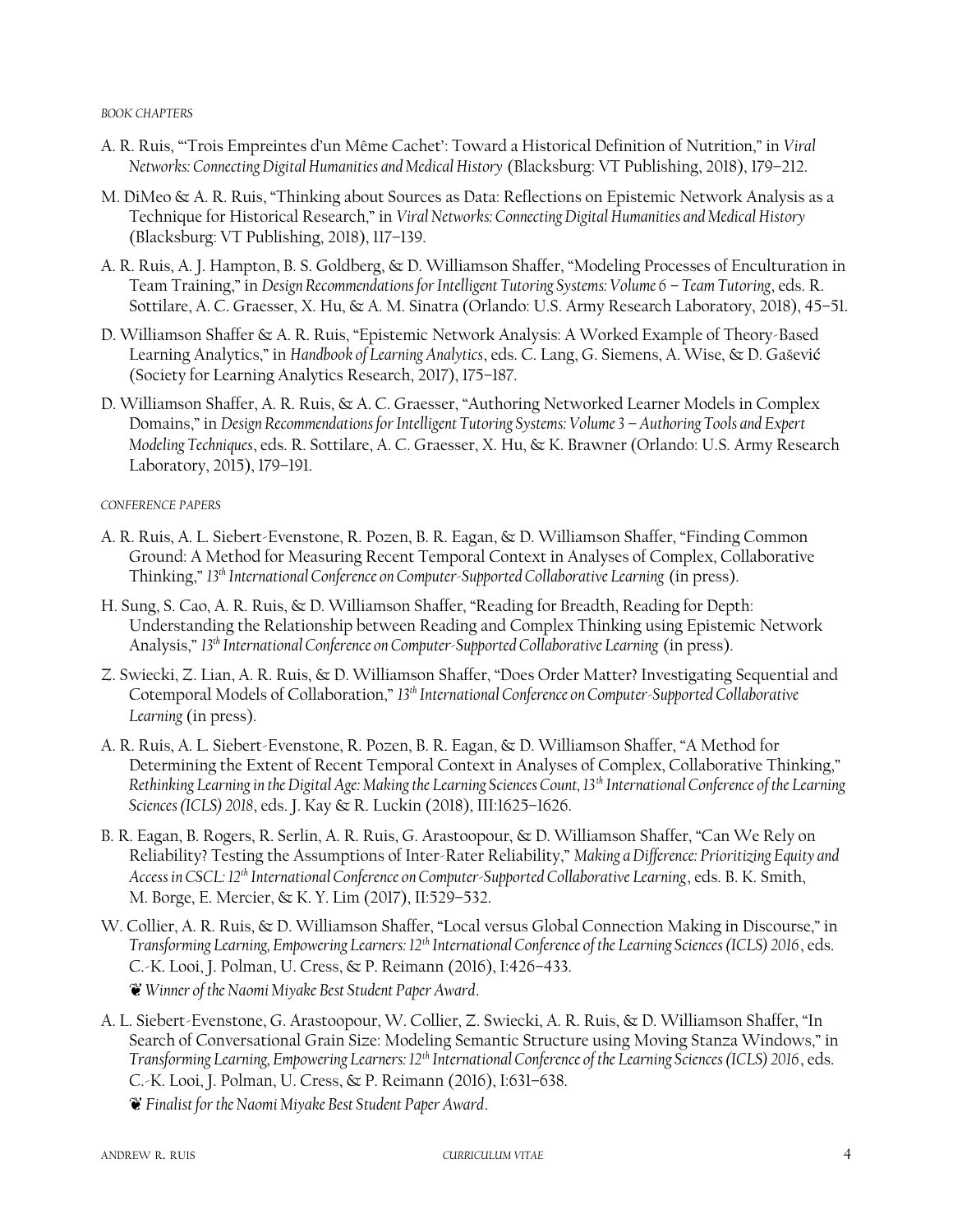*BOOK CHAPTERS*

A. R. Ruis, "'Trois Empreintes d'un Même Cachet': Toward a Historical Definition of Nutrition," in *Viral Networks: Connecting Digital Humanities and Medical History* (Blacksburg: VT Publishing, 2018), 179–212.

M. DiMeo & A. R. Ruis, "Thinking about Sources as Data: Reflections on Epistemic Network Analysis as a Technique for Historical Research," in *Viral Networks: Connecting Digital Humanities and Medical History* (Blacksburg: VT Publishing, 2018), 117–139.

A. R. Ruis, A. J. Hampton, B. S. Goldberg, & D. Williamson Shaffer, "Modeling Processes of Enculturation in Team Training," in *Design Recommendations for Intelligent Tutoring Systems: Volume 6 – Team Tutoring*, eds. R. Sottilare, A. C. Graesser, X. Hu, & A. M. Sinatra (Orlando: U.S. Army Research Laboratory, 2018), 45–51.

D. Williamson Shaffer & A. R. Ruis, "Epistemic Network Analysis: A Worked Example of Theory-Based Learning Analytics," in *Handbook of Learning Analytics*, eds. C. Lang, G. Siemens, A. Wise, & D. Gašević (Society for Learning Analytics Research, 2017), 175–187.

D. Williamson Shaffer, A. R. Ruis, & A. C. Graesser, "Authoring Networked Learner Models in Complex Domains," in *Design Recommendations for Intelligent Tutoring Systems: Volume 3 – Authoring Tools and Expert Modeling Techniques*, eds. R. Sottilare, A. C. Graesser, X. Hu, & K. Brawner (Orlando: U.S. Army Research Laboratory, 2015), 179–191.

*CONFERENCE PAPERS*

A. R. Ruis, A. L. Siebert-Evenstone, R. Pozen, B. R. Eagan, & D. Williamson Shaffer, "Finding Common Ground: A Method for Measuring Recent Temporal Context in Analyses of Complex, Collaborative Thinking," *13th International Conference on Computer-Supported Collaborative Learning* (in press).

H. Sung, S. Cao, A. R. Ruis, & D. Williamson Shaffer, "Reading for Breadth, Reading for Depth: Understanding the Relationship between Reading and Complex Thinking using Epistemic Network Analysis," *13th International Conference on Computer-Supported Collaborative Learning* (in press).

Z. Swiecki, Z. Lian, A. R. Ruis, & D. Williamson Shaffer, "Does Order Matter? Investigating Sequential and Cotemporal Models of Collaboration," *13th International Conference on Computer-Supported Collaborative Learning* (in press).

A. R. Ruis, A. L. Siebert-Evenstone, R. Pozen, B. R. Eagan, & D. Williamson Shaffer, "A Method for Determining the Extent of Recent Temporal Context in Analyses of Complex, Collaborative Thinking," *Rethinking Learning in the Digital Age: Making the Learning Sciences Count, 13th International Conference of the Learning Sciences (ICLS) 2018*, eds. J. Kay & R. Luckin (2018), III:1625–1626.

B. R. Eagan, B. Rogers, R. Serlin, A. R. Ruis, G. Arastoopour, & D. Williamson Shaffer, "Can We Rely on Reliability? Testing the Assumptions of Inter-Rater Reliability," *Making a Difference: Prioritizing Equity and Access in CSCL: 12th International Conference on Computer-Supported Collaborative Learning*, eds. B. K. Smith, M. Borge, E. Mercier, & K. Y. Lim (2017), II:529–532.

W. Collier, A. R. Ruis, & D. Williamson Shaffer, "Local versus Global Connection Making in Discourse," in *Transforming Learning, Empowering Learners: 12th International Conference of the Learning Sciences (ICLS) 2016*, eds. C.-K. Looi, J. Polman, U. Cress, & P. Reimann (2016), I:426–433.
❦ *Winner of the Naomi Miyake Best Student Paper Award*.

A. L. Siebert-Evenstone, G. Arastoopour, W. Collier, Z. Swiecki, A. R. Ruis, & D. Williamson Shaffer, "In Search of Conversational Grain Size: Modeling Semantic Structure using Moving Stanza Windows," in *Transforming Learning, Empowering Learners: 12th International Conference of the Learning Sciences (ICLS) 2016*, eds. C.-K. Looi, J. Polman, U. Cress, & P. Reimann (2016), I:631–638.
❦ *Finalist for the Naomi Miyake Best Student Paper Award*.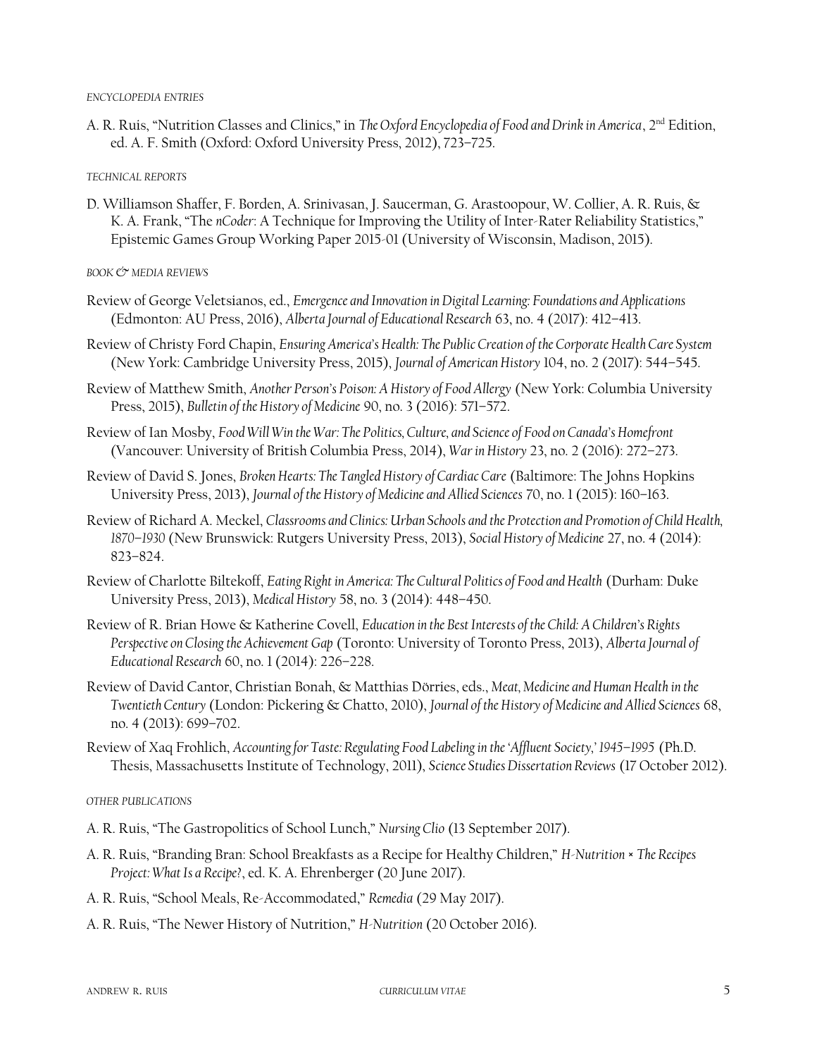#### *ENCYCLOPEDIA ENTRIES*

A. R. Ruis, "Nutrition Classes and Clinics," in *The Oxford Encyclopedia of Food and Drink in America*, 2nd Edition, ed. A. F. Smith (Oxford: Oxford University Press, 2012), 723–725.

#### *TECHNICAL REPORTS*

D. Williamson Shaffer, F. Borden, A. Srinivasan, J. Saucerman, G. Arastoopour, W. Collier, A. R. Ruis, & K. A. Frank, "The *nCoder*: A Technique for Improving the Utility of Inter-Rater Reliability Statistics," Epistemic Games Group Working Paper 2015-01 (University of Wisconsin, Madison, 2015).

#### *BOOK & MEDIA REVIEWS*

Review of George Veletsianos, ed., *Emergence and Innovation in Digital Learning: Foundations and Applications* (Edmonton: AU Press, 2016), *Alberta Journal of Educational Research* 63, no. 4 (2017): 412–413.

Review of Christy Ford Chapin, *Ensuring America's Health: The Public Creation of the Corporate Health Care System* (New York: Cambridge University Press, 2015), *Journal of American History* 104, no. 2 (2017): 544–545.

Review of Matthew Smith, *Another Person's Poison: A History of Food Allergy* (New York: Columbia University Press, 2015), *Bulletin of the History of Medicine* 90, no. 3 (2016): 571–572.

Review of Ian Mosby, *Food Will Win the War: The Politics, Culture, and Science of Food on Canada's Homefront* (Vancouver: University of British Columbia Press, 2014), *War in History* 23, no. 2 (2016): 272–273.

Review of David S. Jones, *Broken Hearts: The Tangled History of Cardiac Care* (Baltimore: The Johns Hopkins University Press, 2013), *Journal of the History of Medicine and Allied Sciences* 70, no. 1 (2015): 160–163.

Review of Richard A. Meckel, *Classrooms and Clinics: Urban Schools and the Protection and Promotion of Child Health, 1870–1930* (New Brunswick: Rutgers University Press, 2013), *Social History of Medicine* 27, no. 4 (2014): 823–824.

Review of Charlotte Biltekoff, *Eating Right in America: The Cultural Politics of Food and Health* (Durham: Duke University Press, 2013), *Medical History* 58, no. 3 (2014): 448–450.

Review of R. Brian Howe & Katherine Covell, *Education in the Best Interests of the Child: A Children's Rights Perspective on Closing the Achievement Gap* (Toronto: University of Toronto Press, 2013), *Alberta Journal of Educational Research* 60, no. 1 (2014): 226–228.

Review of David Cantor, Christian Bonah, & Matthias Dörries, eds., *Meat, Medicine and Human Health in the Twentieth Century* (London: Pickering & Chatto, 2010), *Journal of the History of Medicine and Allied Sciences* 68, no. 4 (2013): 699–702.

Review of Xaq Frohlich, *Accounting for Taste: Regulating Food Labeling in the 'Affluent Society,' 1945–1995* (Ph.D. Thesis, Massachusetts Institute of Technology, 2011), *Science Studies Dissertation Reviews* (17 October 2012).

#### *OTHER PUBLICATIONS*

A. R. Ruis, "The Gastropolitics of School Lunch," *Nursing Clio* (13 September 2017).

A. R. Ruis, "Branding Bran: School Breakfasts as a Recipe for Healthy Children," *H-Nutrition × The Recipes Project: What Is a Recipe?*, ed. K. A. Ehrenberger (20 June 2017).

A. R. Ruis, "School Meals, Re-Accommodated," *Remedia* (29 May 2017).

A. R. Ruis, "The Newer History of Nutrition," *H-Nutrition* (20 October 2016).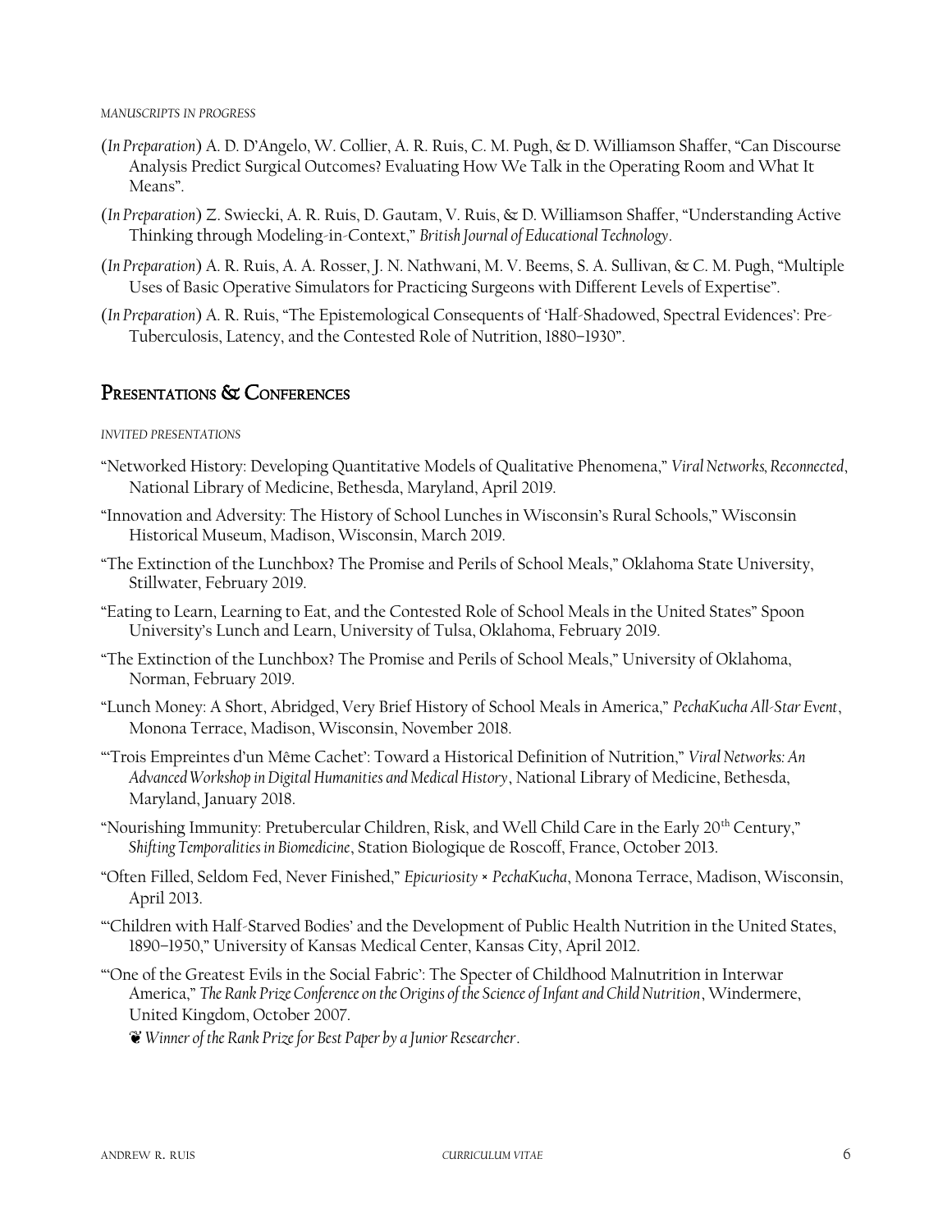*MANUSCRIPTS IN PROGRESS*

(*In Preparation*) A. D. D'Angelo, W. Collier, A. R. Ruis, C. M. Pugh, & D. Williamson Shaffer, "Can Discourse Analysis Predict Surgical Outcomes? Evaluating How We Talk in the Operating Room and What It Means".

(*In Preparation*) Z. Swiecki, A. R. Ruis, D. Gautam, V. Ruis, & D. Williamson Shaffer, "Understanding Active Thinking through Modeling-in-Context," *British Journal of Educational Technology*.

(*In Preparation*) A. R. Ruis, A. A. Rosser, J. N. Nathwani, M. V. Beems, S. A. Sullivan, & C. M. Pugh, "Multiple Uses of Basic Operative Simulators for Practicing Surgeons with Different Levels of Expertise".

(*In Preparation*) A. R. Ruis, "The Epistemological Consequents of 'Half-Shadowed, Spectral Evidences': Pre-Tuberculosis, Latency, and the Contested Role of Nutrition, 1880–1930".

## Presentations & Conferences

*INVITED PRESENTATIONS*

"Networked History: Developing Quantitative Models of Qualitative Phenomena," *Viral Networks, Reconnected*, National Library of Medicine, Bethesda, Maryland, April 2019.

"Innovation and Adversity: The History of School Lunches in Wisconsin's Rural Schools," Wisconsin Historical Museum, Madison, Wisconsin, March 2019.

"The Extinction of the Lunchbox? The Promise and Perils of School Meals," Oklahoma State University, Stillwater, February 2019.

"Eating to Learn, Learning to Eat, and the Contested Role of School Meals in the United States" Spoon University's Lunch and Learn, University of Tulsa, Oklahoma, February 2019.

"The Extinction of the Lunchbox? The Promise and Perils of School Meals," University of Oklahoma, Norman, February 2019.

"Lunch Money: A Short, Abridged, Very Brief History of School Meals in America," *PechaKucha All-Star Event*, Monona Terrace, Madison, Wisconsin, November 2018.

"'Trois Empreintes d'un Même Cachet': Toward a Historical Definition of Nutrition," *Viral Networks: An Advanced Workshop in Digital Humanities and Medical History*, National Library of Medicine, Bethesda, Maryland, January 2018.

"Nourishing Immunity: Pretubercular Children, Risk, and Well Child Care in the Early 20th Century," *Shifting Temporalities in Biomedicine*, Station Biologique de Roscoff, France, October 2013.

"Often Filled, Seldom Fed, Never Finished," *Epicuriosity × PechaKucha*, Monona Terrace, Madison, Wisconsin, April 2013.

"'Children with Half-Starved Bodies' and the Development of Public Health Nutrition in the United States, 1890–1950," University of Kansas Medical Center, Kansas City, April 2012.

"'One of the Greatest Evils in the Social Fabric': The Specter of Childhood Malnutrition in Interwar America," *The Rank Prize Conference on the Origins of the Science of Infant and Child Nutrition*, Windermere, United Kingdom, October 2007.

❦ *Winner of the Rank Prize for Best Paper by a Junior Researcher*.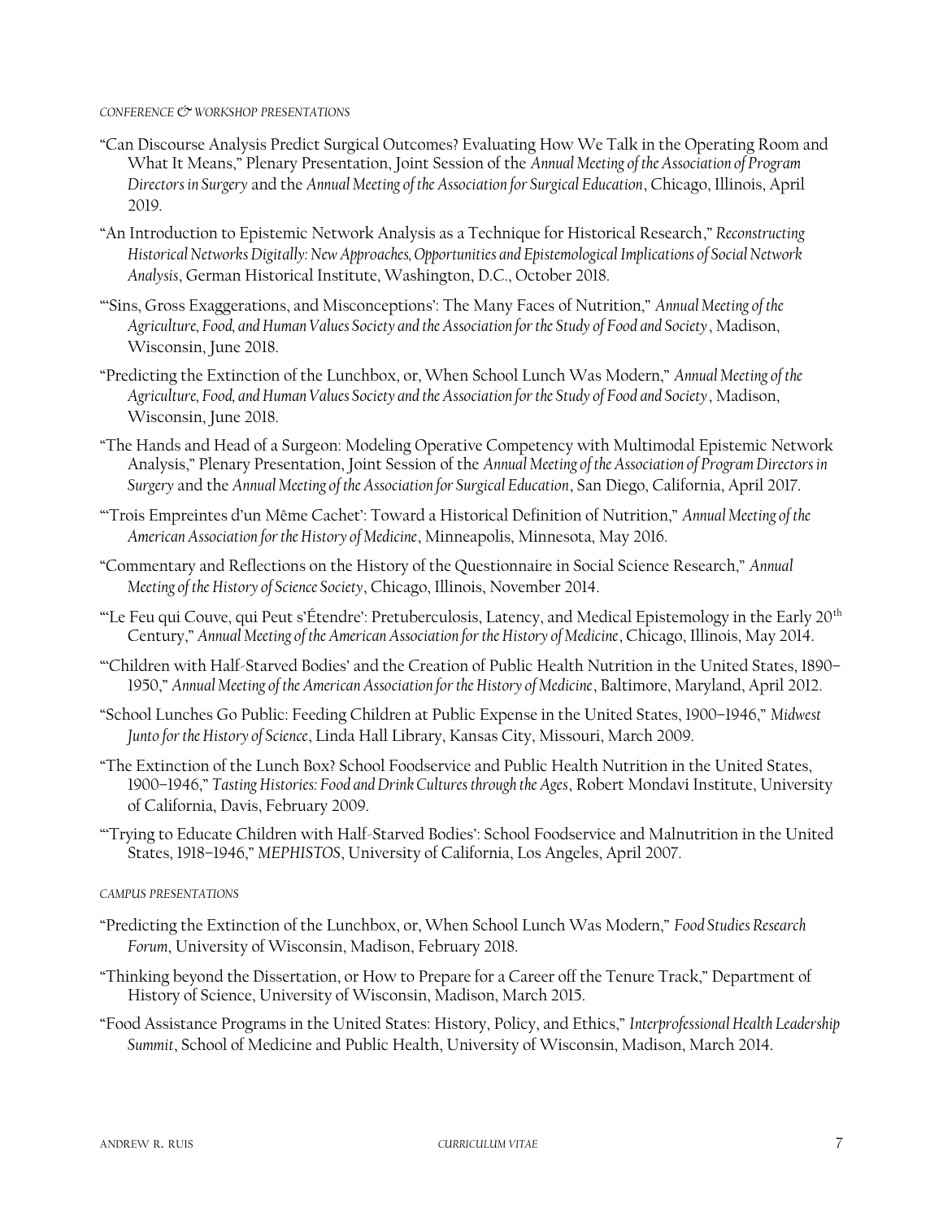*CONFERENCE & WORKSHOP PRESENTATIONS*

"Can Discourse Analysis Predict Surgical Outcomes? Evaluating How We Talk in the Operating Room and What It Means," Plenary Presentation, Joint Session of the *Annual Meeting of the Association of Program Directors in Surgery* and the *Annual Meeting of the Association for Surgical Education*, Chicago, Illinois, April 2019.

"An Introduction to Epistemic Network Analysis as a Technique for Historical Research," *Reconstructing Historical Networks Digitally: New Approaches, Opportunities and Epistemological Implications of Social Network Analysis*, German Historical Institute, Washington, D.C., October 2018.

"'Sins, Gross Exaggerations, and Misconceptions': The Many Faces of Nutrition," *Annual Meeting of the Agriculture, Food, and Human Values Society and the Association for the Study of Food and Society*, Madison, Wisconsin, June 2018.

"Predicting the Extinction of the Lunchbox, or, When School Lunch Was Modern," *Annual Meeting of the Agriculture, Food, and Human Values Society and the Association for the Study of Food and Society*, Madison, Wisconsin, June 2018.

"The Hands and Head of a Surgeon: Modeling Operative Competency with Multimodal Epistemic Network Analysis," Plenary Presentation, Joint Session of the *Annual Meeting of the Association of Program Directors in Surgery* and the *Annual Meeting of the Association for Surgical Education*, San Diego, California, April 2017.

"'Trois Empreintes d'un Même Cachet': Toward a Historical Definition of Nutrition," *Annual Meeting of the American Association for the History of Medicine*, Minneapolis, Minnesota, May 2016.

"Commentary and Reflections on the History of the Questionnaire in Social Science Research," *Annual Meeting of the History of Science Society*, Chicago, Illinois, November 2014.

"'Le Feu qui Couve, qui Peut s'Étendre': Pretuberculosis, Latency, and Medical Epistemology in the Early 20th Century," *Annual Meeting of the American Association for the History of Medicine*, Chicago, Illinois, May 2014.

"'Children with Half-Starved Bodies' and the Creation of Public Health Nutrition in the United States, 1890–1950," *Annual Meeting of the American Association for the History of Medicine*, Baltimore, Maryland, April 2012.

"School Lunches Go Public: Feeding Children at Public Expense in the United States, 1900–1946," *Midwest Junto for the History of Science*, Linda Hall Library, Kansas City, Missouri, March 2009.

"The Extinction of the Lunch Box? School Foodservice and Public Health Nutrition in the United States, 1900–1946," *Tasting Histories: Food and Drink Cultures through the Ages*, Robert Mondavi Institute, University of California, Davis, February 2009.

"'Trying to Educate Children with Half-Starved Bodies': School Foodservice and Malnutrition in the United States, 1918–1946," *MEPHISTOS*, University of California, Los Angeles, April 2007.

*CAMPUS PRESENTATIONS*

"Predicting the Extinction of the Lunchbox, or, When School Lunch Was Modern," *Food Studies Research Forum*, University of Wisconsin, Madison, February 2018.

"Thinking beyond the Dissertation, or How to Prepare for a Career off the Tenure Track," Department of History of Science, University of Wisconsin, Madison, March 2015.

"Food Assistance Programs in the United States: History, Policy, and Ethics," *Interprofessional Health Leadership Summit*, School of Medicine and Public Health, University of Wisconsin, Madison, March 2014.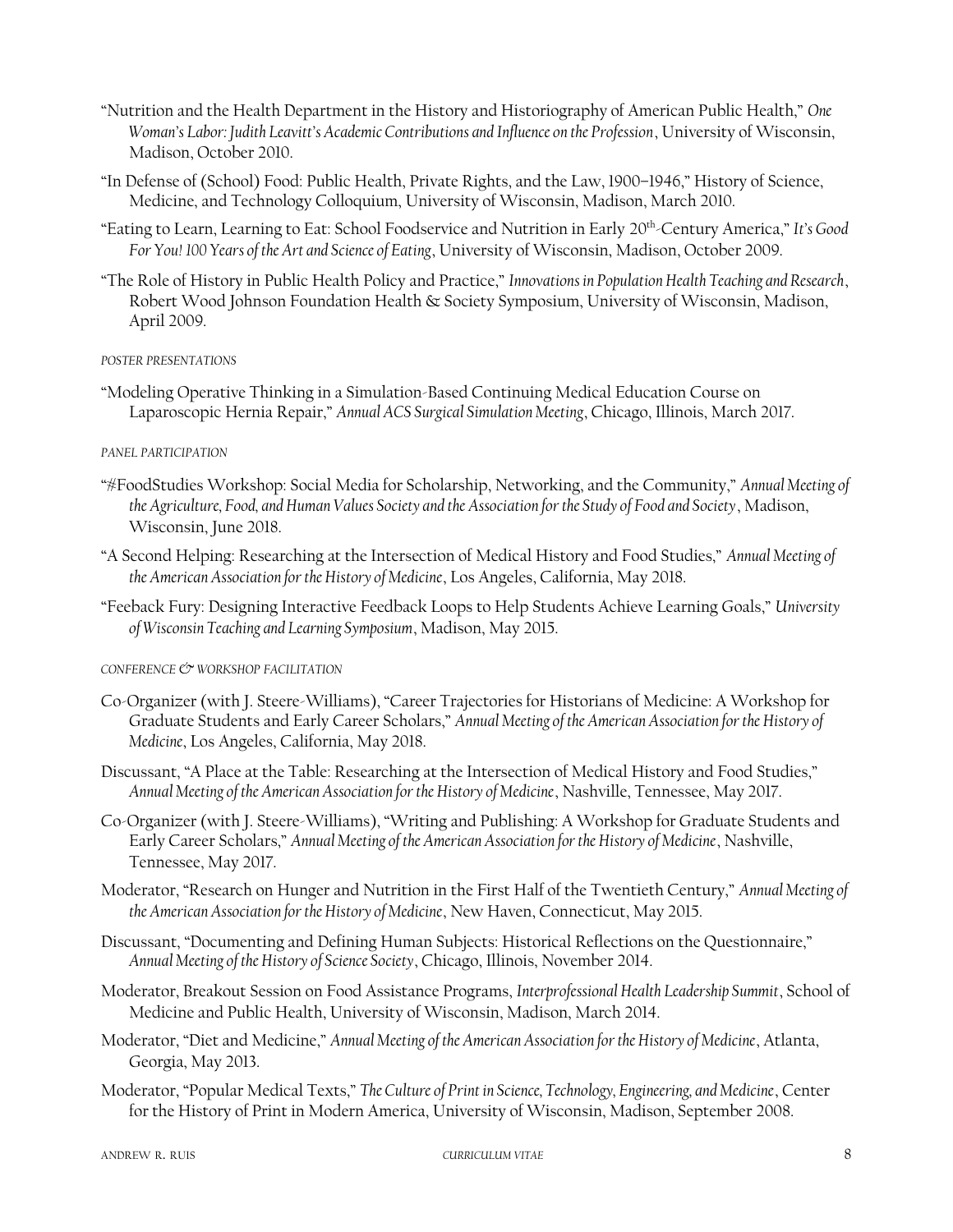"Nutrition and the Health Department in the History and Historiography of American Public Health," *One Woman's Labor: Judith Leavitt's Academic Contributions and Influence on the Profession*, University of Wisconsin, Madison, October 2010.

"In Defense of (School) Food: Public Health, Private Rights, and the Law, 1900–1946," History of Science, Medicine, and Technology Colloquium, University of Wisconsin, Madison, March 2010.

"Eating to Learn, Learning to Eat: School Foodservice and Nutrition in Early 20th-Century America," *It's Good For You! 100 Years of the Art and Science of Eating*, University of Wisconsin, Madison, October 2009.

"The Role of History in Public Health Policy and Practice," *Innovations in Population Health Teaching and Research*, Robert Wood Johnson Foundation Health & Society Symposium, University of Wisconsin, Madison, April 2009.

###### POSTER PRESENTATIONS

"Modeling Operative Thinking in a Simulation-Based Continuing Medical Education Course on Laparoscopic Hernia Repair," *Annual ACS Surgical Simulation Meeting*, Chicago, Illinois, March 2017.

###### PANEL PARTICIPATION

"#FoodStudies Workshop: Social Media for Scholarship, Networking, and the Community," *Annual Meeting of the Agriculture, Food, and Human Values Society and the Association for the Study of Food and Society*, Madison, Wisconsin, June 2018.

"A Second Helping: Researching at the Intersection of Medical History and Food Studies," *Annual Meeting of the American Association for the History of Medicine*, Los Angeles, California, May 2018.

"Feeback Fury: Designing Interactive Feedback Loops to Help Students Achieve Learning Goals," *University of Wisconsin Teaching and Learning Symposium*, Madison, May 2015.

###### CONFERENCE & WORKSHOP FACILITATION

Co-Organizer (with J. Steere-Williams), "Career Trajectories for Historians of Medicine: A Workshop for Graduate Students and Early Career Scholars," *Annual Meeting of the American Association for the History of Medicine*, Los Angeles, California, May 2018.

Discussant, "A Place at the Table: Researching at the Intersection of Medical History and Food Studies," *Annual Meeting of the American Association for the History of Medicine*, Nashville, Tennessee, May 2017.

Co-Organizer (with J. Steere-Williams), "Writing and Publishing: A Workshop for Graduate Students and Early Career Scholars," *Annual Meeting of the American Association for the History of Medicine*, Nashville, Tennessee, May 2017.

Moderator, "Research on Hunger and Nutrition in the First Half of the Twentieth Century," *Annual Meeting of the American Association for the History of Medicine*, New Haven, Connecticut, May 2015.

Discussant, "Documenting and Defining Human Subjects: Historical Reflections on the Questionnaire," *Annual Meeting of the History of Science Society*, Chicago, Illinois, November 2014.

Moderator, Breakout Session on Food Assistance Programs, *Interprofessional Health Leadership Summit*, School of Medicine and Public Health, University of Wisconsin, Madison, March 2014.

Moderator, "Diet and Medicine," *Annual Meeting of the American Association for the History of Medicine*, Atlanta, Georgia, May 2013.

Moderator, "Popular Medical Texts," *The Culture of Print in Science, Technology, Engineering, and Medicine*, Center for the History of Print in Modern America, University of Wisconsin, Madison, September 2008.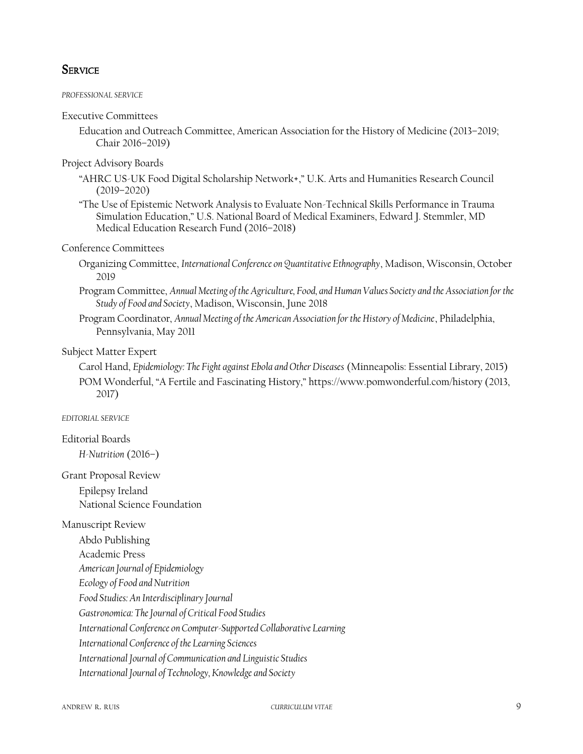## Service

*PROFESSIONAL SERVICE*

Executive Committees

Education and Outreach Committee, American Association for the History of Medicine (2013–2019; Chair 2016–2019)

Project Advisory Boards

"AHRC US-UK Food Digital Scholarship Network+," U.K. Arts and Humanities Research Council (2019–2020)

"The Use of Epistemic Network Analysis to Evaluate Non-Technical Skills Performance in Trauma Simulation Education," U.S. National Board of Medical Examiners, Edward J. Stemmler, MD Medical Education Research Fund (2016–2018)

Conference Committees

Organizing Committee, *International Conference on Quantitative Ethnography*, Madison, Wisconsin, October 2019

Program Committee, *Annual Meeting of the Agriculture, Food, and Human Values Society and the Association for the Study of Food and Society*, Madison, Wisconsin, June 2018

Program Coordinator, *Annual Meeting of the American Association for the History of Medicine*, Philadelphia, Pennsylvania, May 2011

Subject Matter Expert

Carol Hand, *Epidemiology: The Fight against Ebola and Other Diseases* (Minneapolis: Essential Library, 2015)

POM Wonderful, "A Fertile and Fascinating History," https://www.pomwonderful.com/history (2013, 2017)

*EDITORIAL SERVICE*

Editorial Boards

*H-Nutrition* (2016–)

Grant Proposal Review

Epilepsy Ireland

National Science Foundation

Manuscript Review

Abdo Publishing

Academic Press

*American Journal of Epidemiology*

*Ecology of Food and Nutrition*

*Food Studies: An Interdisciplinary Journal*

*Gastronomica: The Journal of Critical Food Studies*

*International Conference on Computer-Supported Collaborative Learning*

*International Conference of the Learning Sciences*

*International Journal of Communication and Linguistic Studies*

*International Journal of Technology, Knowledge and Society*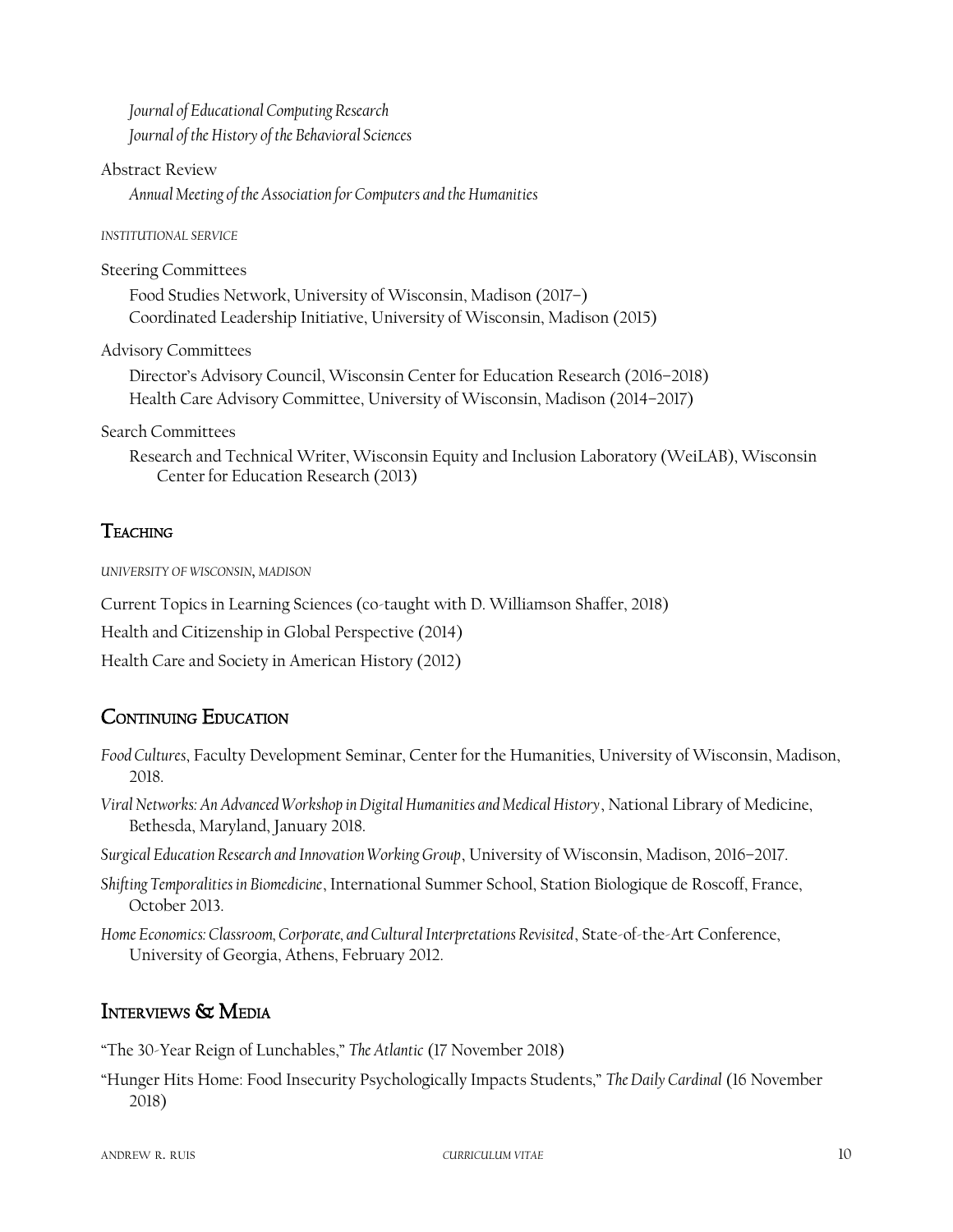*Journal of Educational Computing Research*
*Journal of the History of the Behavioral Sciences*

Abstract Review

*Annual Meeting of the Association for Computers and the Humanities*

*INSTITUTIONAL SERVICE*

Steering Committees

Food Studies Network, University of Wisconsin, Madison (2017–)
Coordinated Leadership Initiative, University of Wisconsin, Madison (2015)

Advisory Committees

Director's Advisory Council, Wisconsin Center for Education Research (2016–2018)
Health Care Advisory Committee, University of Wisconsin, Madison (2014–2017)

Search Committees

Research and Technical Writer, Wisconsin Equity and Inclusion Laboratory (WeiLAB), Wisconsin Center for Education Research (2013)

## Teaching

*UNIVERSITY OF WISCONSIN, MADISON*

Current Topics in Learning Sciences (co-taught with D. Williamson Shaffer, 2018)

Health and Citizenship in Global Perspective (2014)

Health Care and Society in American History (2012)

## Continuing Education

*Food Cultures*, Faculty Development Seminar, Center for the Humanities, University of Wisconsin, Madison, 2018.

*Viral Networks: An Advanced Workshop in Digital Humanities and Medical History*, National Library of Medicine, Bethesda, Maryland, January 2018.

*Surgical Education Research and Innovation Working Group*, University of Wisconsin, Madison, 2016–2017.

*Shifting Temporalities in Biomedicine*, International Summer School, Station Biologique de Roscoff, France, October 2013.

*Home Economics: Classroom, Corporate, and Cultural Interpretations Revisited*, State-of-the-Art Conference, University of Georgia, Athens, February 2012.

## Interviews & Media

"The 30-Year Reign of Lunchables," *The Atlantic* (17 November 2018)

"Hunger Hits Home: Food Insecurity Psychologically Impacts Students," *The Daily Cardinal* (16 November 2018)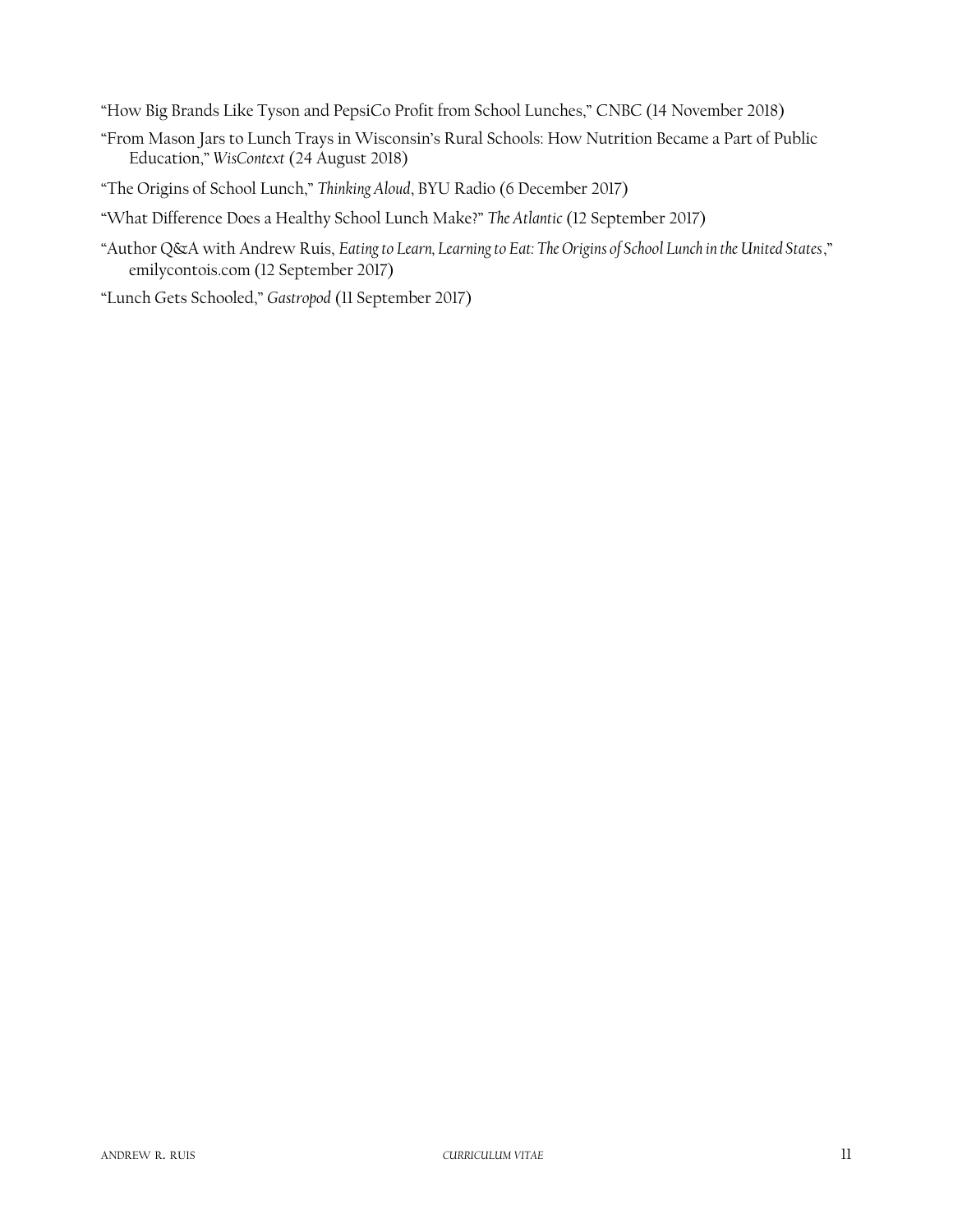"How Big Brands Like Tyson and PepsiCo Profit from School Lunches," CNBC (14 November 2018)

"From Mason Jars to Lunch Trays in Wisconsin's Rural Schools: How Nutrition Became a Part of Public Education," *WisContext* (24 August 2018)

"The Origins of School Lunch," *Thinking Aloud*, BYU Radio (6 December 2017)

"What Difference Does a Healthy School Lunch Make?" *The Atlantic* (12 September 2017)

"Author Q&A with Andrew Ruis, *Eating to Learn, Learning to Eat: The Origins of School Lunch in the United States*," emilycontois.com (12 September 2017)

"Lunch Gets Schooled," *Gastropod* (11 September 2017)